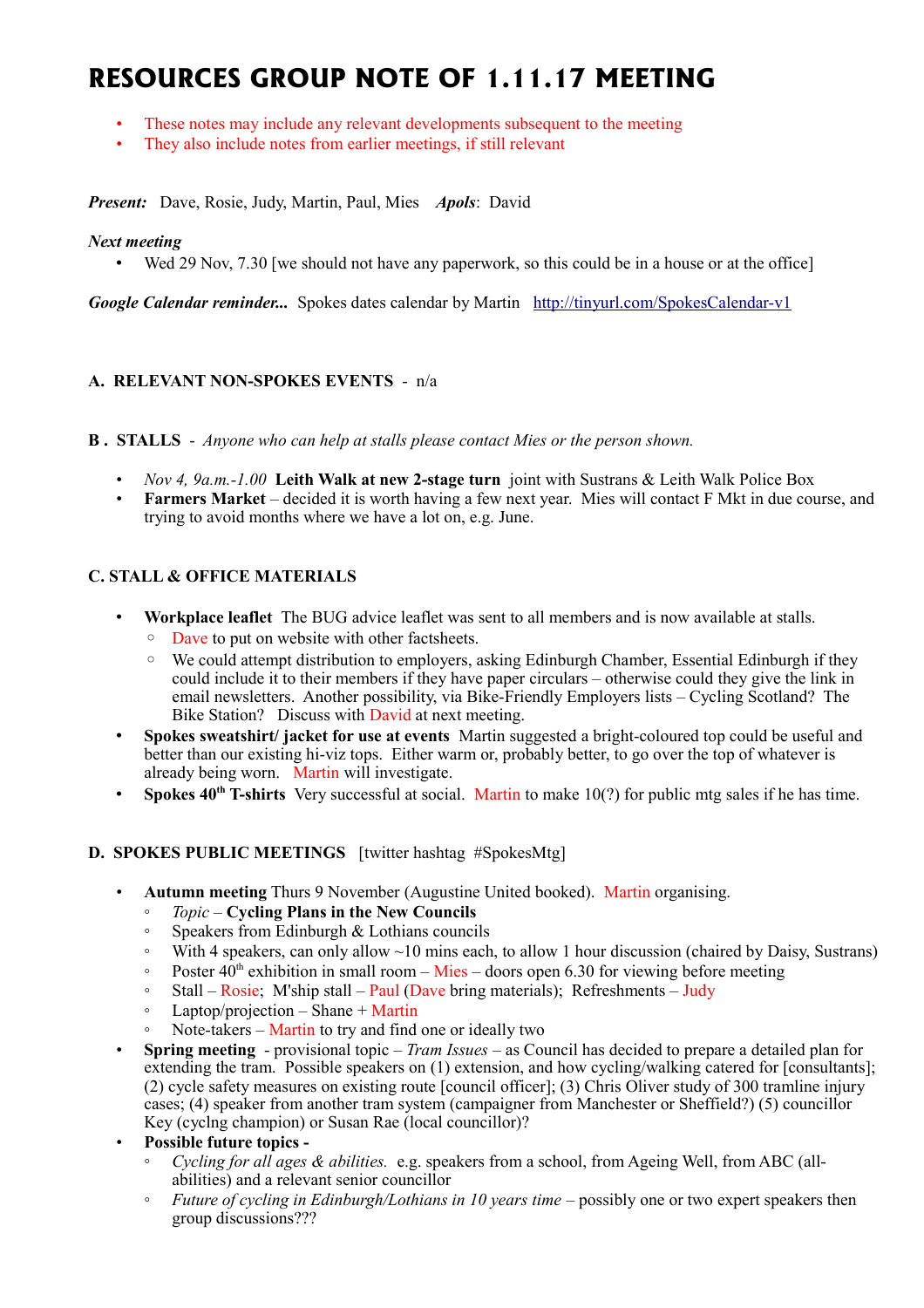# RESOURCES GROUP NOTE OF 1.11.17 MEETING

- These notes may include any relevant developments subsequent to the meeting
- They also include notes from earlier meetings, if still relevant

***Present:*** Dave, Rosie, Judy, Martin, Paul, Mies ***Apols***: David

***Next meeting***

- Wed 29 Nov, 7.30 [we should not have any paperwork, so this could be in a house or at the office]

***Google Calendar reminder...*** Spokes dates calendar by Martin http://tinyurl.com/SpokesCalendar-v1

### A. RELEVANT NON-SPOKES EVENTS - n/a

### B . STALLS - *Anyone who can help at stalls please contact Mies or the person shown.*

- *Nov 4, 9a.m.-1.00* **Leith Walk at new 2-stage turn** joint with Sustrans & Leith Walk Police Box
- **Farmers Market** – decided it is worth having a few next year. Mies will contact F Mkt in due course, and trying to avoid months where we have a lot on, e.g. June.

### C. STALL & OFFICE MATERIALS

- **Workplace leaflet** The BUG advice leaflet was sent to all members and is now available at stalls.
  - Dave to put on website with other factsheets.
  - We could attempt distribution to employers, asking Edinburgh Chamber, Essential Edinburgh if they could include it to their members if they have paper circulars – otherwise could they give the link in email newsletters. Another possibility, via Bike-Friendly Employers lists – Cycling Scotland? The Bike Station? Discuss with David at next meeting.
- **Spokes sweatshirt/ jacket for use at events** Martin suggested a bright-coloured top could be useful and better than our existing hi-viz tops. Either warm or, probably better, to go over the top of whatever is already being worn. Martin will investigate.
- **Spokes 40th T-shirts** Very successful at social. Martin to make 10(?) for public mtg sales if he has time.

### D. SPOKES PUBLIC MEETINGS [twitter hashtag #SpokesMtg]

- **Autumn meeting** Thurs 9 November (Augustine United booked). Martin organising.
  - *Topic* – **Cycling Plans in the New Councils**
  - Speakers from Edinburgh & Lothians councils
  - With 4 speakers, can only allow ~10 mins each, to allow 1 hour discussion (chaired by Daisy, Sustrans)
  - Poster 40th exhibition in small room – Mies – doors open 6.30 for viewing before meeting
  - Stall – Rosie; M'ship stall – Paul (Dave bring materials); Refreshments – Judy
  - Laptop/projection – Shane + Martin
  - Note-takers – Martin to try and find one or ideally two
- **Spring meeting** - provisional topic – *Tram Issues* – as Council has decided to prepare a detailed plan for extending the tram. Possible speakers on (1) extension, and how cycling/walking catered for [consultants]; (2) cycle safety measures on existing route [council officer]; (3) Chris Oliver study of 300 tramline injury cases; (4) speaker from another tram system (campaigner from Manchester or Sheffield?) (5) councillor Key (cyclng champion) or Susan Rae (local councillor)?
- **Possible future topics -**
  - *Cycling for all ages & abilities.* e.g. speakers from a school, from Ageing Well, from ABC (all-abilities) and a relevant senior councillor
  - *Future of cycling in Edinburgh/Lothians in 10 years time* – possibly one or two expert speakers then group discussions???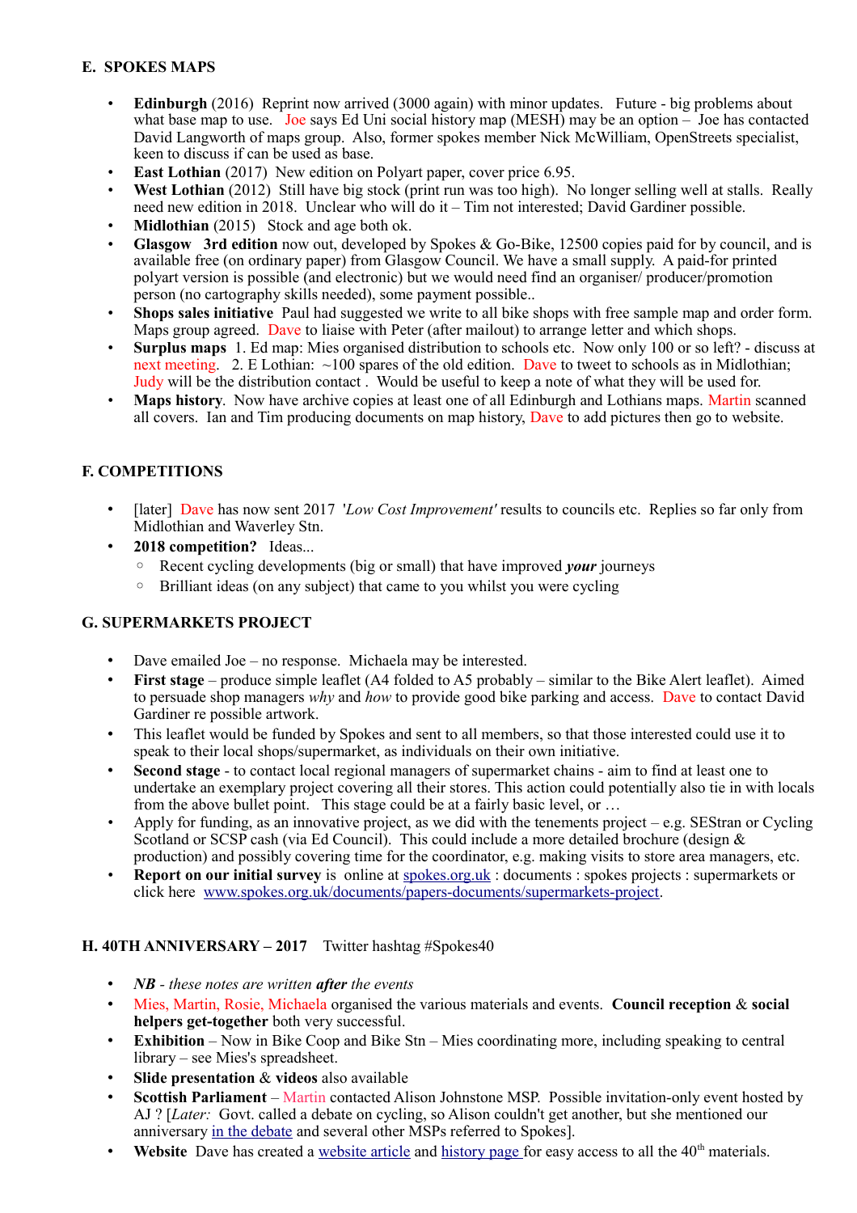## E. SPOKES MAPS

- **Edinburgh** (2016) Reprint now arrived (3000 again) with minor updates. Future - big problems about what base map to use. Joe says Ed Uni social history map (MESH) may be an option – Joe has contacted David Langworth of maps group. Also, former spokes member Nick McWilliam, OpenStreets specialist, keen to discuss if can be used as base.
- **East Lothian** (2017) New edition on Polyart paper, cover price 6.95.
- **West Lothian** (2012) Still have big stock (print run was too high). No longer selling well at stalls. Really need new edition in 2018. Unclear who will do it – Tim not interested; David Gardiner possible.
- **Midlothian** (2015) Stock and age both ok.
- **Glasgow 3rd edition** now out, developed by Spokes & Go-Bike, 12500 copies paid for by council, and is available free (on ordinary paper) from Glasgow Council. We have a small supply. A paid-for printed polyart version is possible (and electronic) but we would need find an organiser/ producer/promotion person (no cartography skills needed), some payment possible..
- **Shops sales initiative** Paul had suggested we write to all bike shops with free sample map and order form. Maps group agreed. Dave to liaise with Peter (after mailout) to arrange letter and which shops.
- **Surplus maps** 1. Ed map: Mies organised distribution to schools etc. Now only 100 or so left? - discuss at next meeting. 2. E Lothian: ~100 spares of the old edition. Dave to tweet to schools as in Midlothian; Judy will be the distribution contact . Would be useful to keep a note of what they will be used for.
- **Maps history**. Now have archive copies at least one of all Edinburgh and Lothians maps. Martin scanned all covers. Ian and Tim producing documents on map history, Dave to add pictures then go to website.

## F. COMPETITIONS

- [later] Dave has now sent 2017 *'Low Cost Improvement'* results to councils etc. Replies so far only from Midlothian and Waverley Stn.
- **2018 competition?** Ideas...
  - Recent cycling developments (big or small) that have improved ***your*** journeys
  - Brilliant ideas (on any subject) that came to you whilst you were cycling

## G. SUPERMARKETS PROJECT

- Dave emailed Joe – no response. Michaela may be interested.
- **First stage** – produce simple leaflet (A4 folded to A5 probably – similar to the Bike Alert leaflet). Aimed to persuade shop managers *why* and *how* to provide good bike parking and access. Dave to contact David Gardiner re possible artwork.
- This leaflet would be funded by Spokes and sent to all members, so that those interested could use it to speak to their local shops/supermarket, as individuals on their own initiative.
- **Second stage** - to contact local regional managers of supermarket chains - aim to find at least one to undertake an exemplary project covering all their stores. This action could potentially also tie in with locals from the above bullet point. This stage could be at a fairly basic level, or …
- Apply for funding, as an innovative project, as we did with the tenements project – e.g. SEStran or Cycling Scotland or SCSP cash (via Ed Council). This could include a more detailed brochure (design & production) and possibly covering time for the coordinator, e.g. making visits to store area managers, etc.
- **Report on our initial survey** is online at spokes.org.uk : documents : spokes projects : supermarkets or click here www.spokes.org.uk/documents/papers-documents/supermarkets-project.

## H. 40TH ANNIVERSARY – 2017 Twitter hashtag #Spokes40

- ***NB** - these notes are written **after** the events*
- Mies, Martin, Rosie, Michaela organised the various materials and events. **Council reception** & **social helpers get-together** both very successful.
- **Exhibition** – Now in Bike Coop and Bike Stn – Mies coordinating more, including speaking to central library – see Mies's spreadsheet.
- **Slide presentation** & **videos** also available
- **Scottish Parliament** – Martin contacted Alison Johnstone MSP. Possible invitation-only event hosted by AJ ? [*Later:* Govt. called a debate on cycling, so Alison couldn't get another, but she mentioned our anniversary in the debate and several other MSPs referred to Spokes].
- **Website** Dave has created a website article and history page for easy access to all the 40th materials.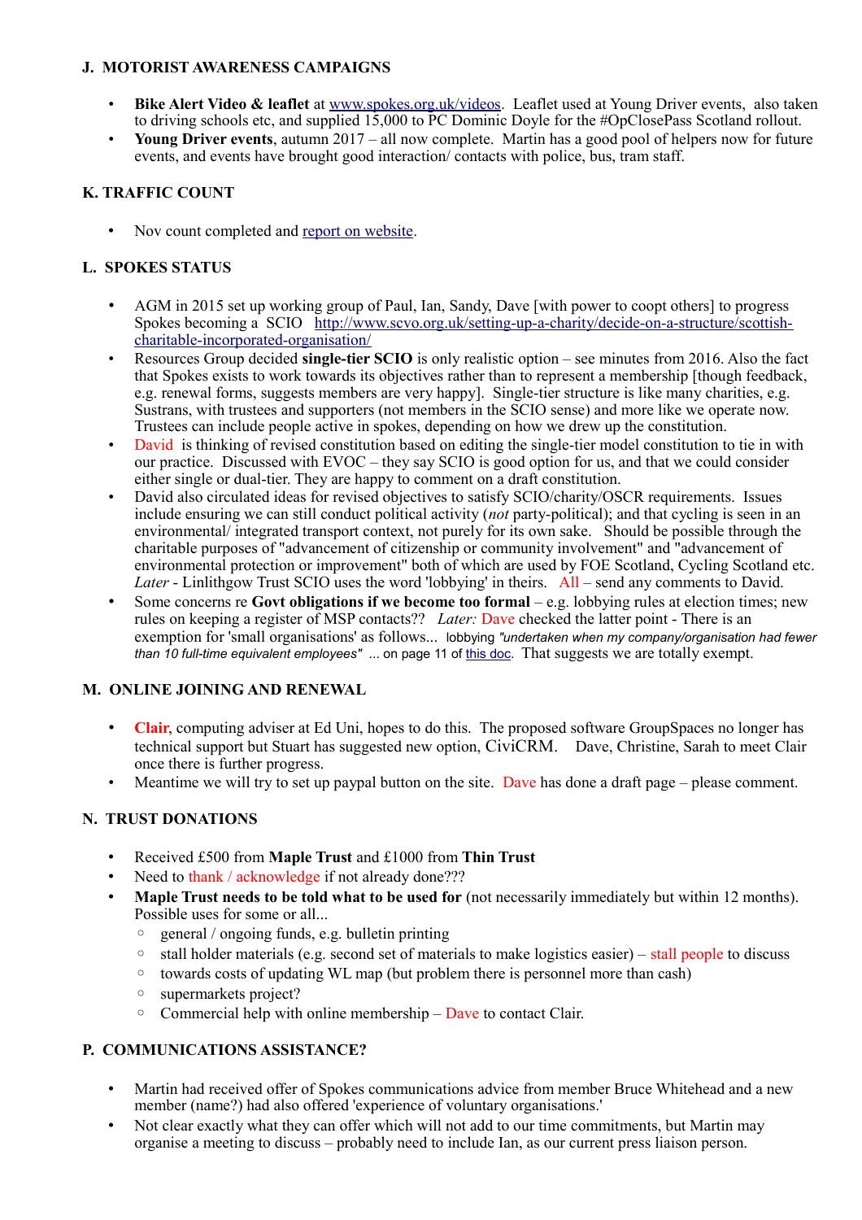## J. MOTORIST AWARENESS CAMPAIGNS

- **Bike Alert Video & leaflet** at www.spokes.org.uk/videos. Leaflet used at Young Driver events, also taken to driving schools etc, and supplied 15,000 to PC Dominic Doyle for the #OpClosePass Scotland rollout.
- **Young Driver events**, autumn 2017 – all now complete. Martin has a good pool of helpers now for future events, and events have brought good interaction/ contacts with police, bus, tram staff.

## K. TRAFFIC COUNT

- Nov count completed and report on website.

## L. SPOKES STATUS

- AGM in 2015 set up working group of Paul, Ian, Sandy, Dave [with power to coopt others] to progress Spokes becoming a SCIO http://www.scvo.org.uk/setting-up-a-charity/decide-on-a-structure/scottish-charitable-incorporated-organisation/
- Resources Group decided **single-tier SCIO** is only realistic option – see minutes from 2016. Also the fact that Spokes exists to work towards its objectives rather than to represent a membership [though feedback, e.g. renewal forms, suggests members are very happy]. Single-tier structure is like many charities, e.g. Sustrans, with trustees and supporters (not members in the SCIO sense) and more like we operate now. Trustees can include people active in spokes, depending on how we drew up the constitution.
- David is thinking of revised constitution based on editing the single-tier model constitution to tie in with our practice. Discussed with EVOC – they say SCIO is good option for us, and that we could consider either single or dual-tier. They are happy to comment on a draft constitution.
- David also circulated ideas for revised objectives to satisfy SCIO/charity/OSCR requirements. Issues include ensuring we can still conduct political activity (*not* party-political); and that cycling is seen in an environmental/ integrated transport context, not purely for its own sake. Should be possible through the charitable purposes of "advancement of citizenship or community involvement" and "advancement of environmental protection or improvement" both of which are used by FOE Scotland, Cycling Scotland etc. *Later* - Linlithgow Trust SCIO uses the word 'lobbying' in theirs. All – send any comments to David.
- Some concerns re **Govt obligations if we become too formal** – e.g. lobbying rules at election times; new rules on keeping a register of MSP contacts?? *Later:* Dave checked the latter point - There is an exemption for 'small organisations' as follows... lobbying *"undertaken when my company/organisation had fewer than 10 full-time equivalent employees"* ... on page 11 of this doc. That suggests we are totally exempt.

## M. ONLINE JOINING AND RENEWAL

- **Clair**, computing adviser at Ed Uni, hopes to do this. The proposed software GroupSpaces no longer has technical support but Stuart has suggested new option, CiviCRM. Dave, Christine, Sarah to meet Clair once there is further progress.
- Meantime we will try to set up paypal button on the site. Dave has done a draft page – please comment.

## N. TRUST DONATIONS

- Received £500 from **Maple Trust** and £1000 from **Thin Trust**
- Need to thank / acknowledge if not already done???
- **Maple Trust needs to be told what to be used for** (not necessarily immediately but within 12 months). Possible uses for some or all...
  - general / ongoing funds, e.g. bulletin printing
  - stall holder materials (e.g. second set of materials to make logistics easier) – stall people to discuss
  - towards costs of updating WL map (but problem there is personnel more than cash)
  - supermarkets project?
  - Commercial help with online membership – Dave to contact Clair.

## P. COMMUNICATIONS ASSISTANCE?

- Martin had received offer of Spokes communications advice from member Bruce Whitehead and a new member (name?) had also offered 'experience of voluntary organisations.'
- Not clear exactly what they can offer which will not add to our time commitments, but Martin may organise a meeting to discuss – probably need to include Ian, as our current press liaison person.